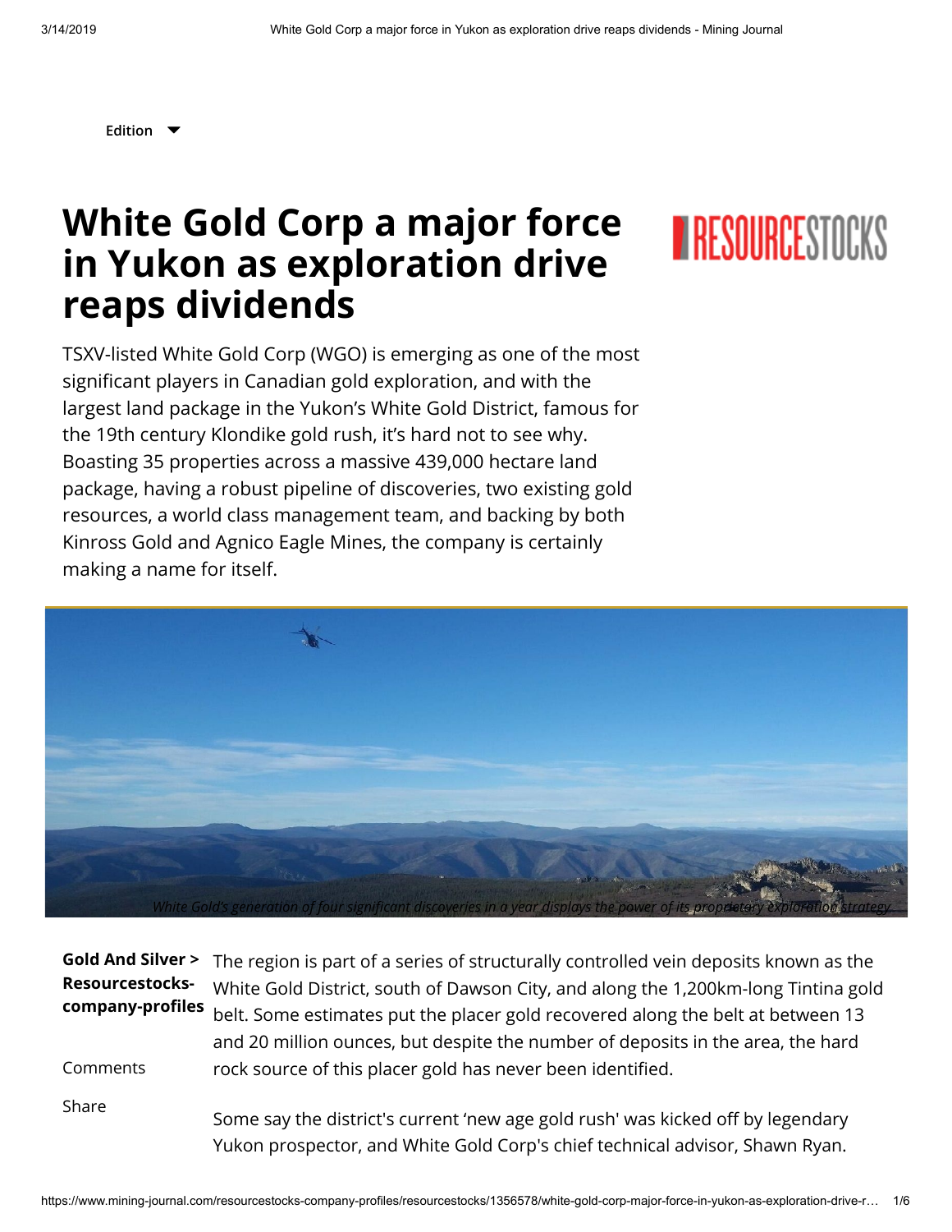Edition

# White Gold Corp a major force in Yukon as exploration drive reaps dividends

RESOURCESTOCKS

TSXV-listed White Gold Corp (WGO) is emerging as one of the most significant players in Canadian gold exploration, and with the largest land package in the Yukon's White Gold District, famous for the 19th century Klondike gold rush, it's hard not to see why. Boasting 35 properties across a massive 439,000 hectare land package, having a robust pipeline of discoveries, two existing gold resources, a world class management team, and backing by both Kinross Gold and Agnico Eagle Mines, the company is certainly making a name for itself.

*White Gold's generation of four significant discoveries in a year displays the power of its proprietary exploration strategy*

**Gold And Silver > Resourcestocks-company-profiles**

Comments

Share

The region is part of a series of structurally controlled vein deposits known as the White Gold District, south of Dawson City, and along the 1,200km-long Tintina gold belt. Some estimates put the placer gold recovered along the belt at between 13 and 20 million ounces, but despite the number of deposits in the area, the hard rock source of this placer gold has never been identified.

Some say the district's current 'new age gold rush' was kicked off by legendary Yukon prospector, and White Gold Corp's chief technical advisor, Shawn Ryan.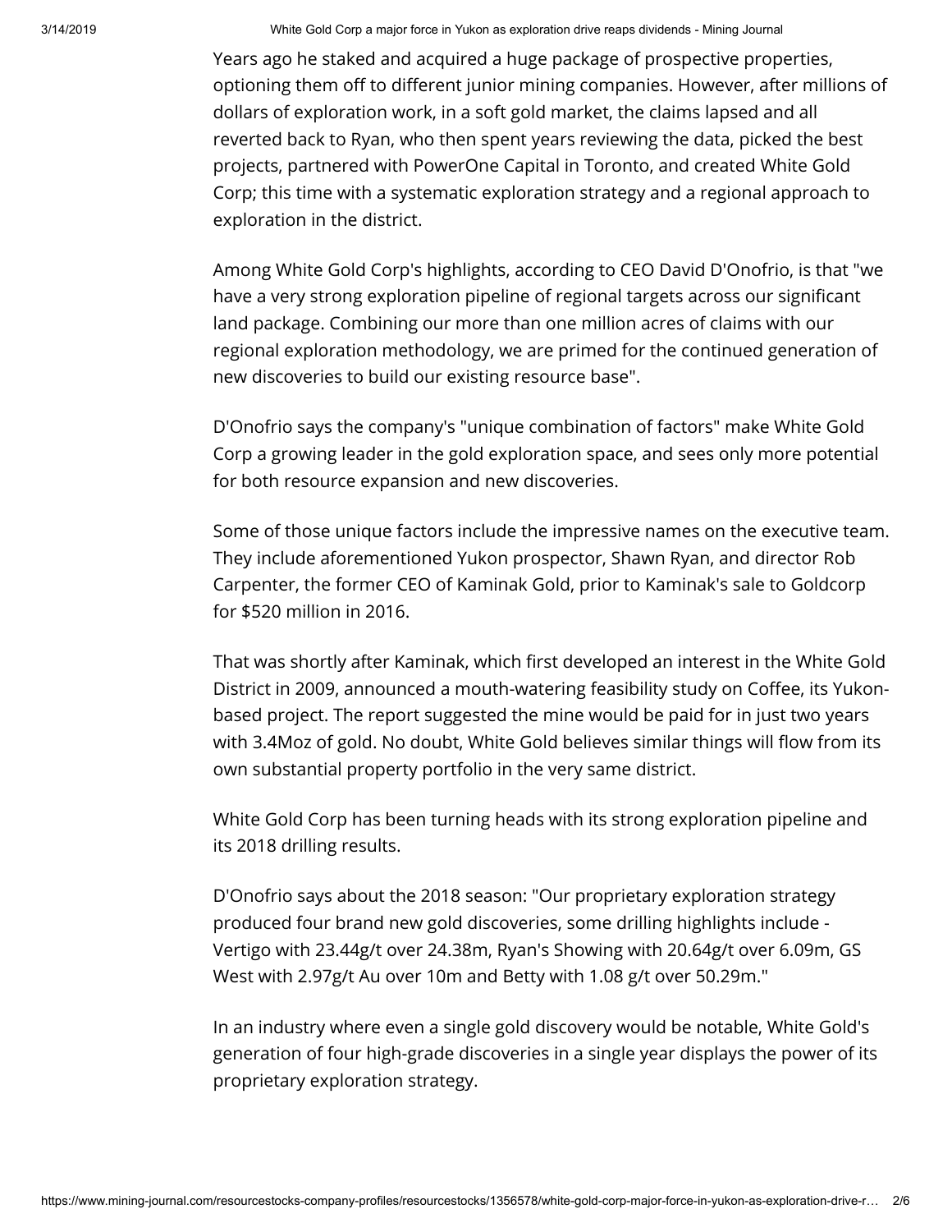Years ago he staked and acquired a huge package of prospective properties, optioning them off to different junior mining companies. However, after millions of dollars of exploration work, in a soft gold market, the claims lapsed and all reverted back to Ryan, who then spent years reviewing the data, picked the best projects, partnered with PowerOne Capital in Toronto, and created White Gold Corp; this time with a systematic exploration strategy and a regional approach to exploration in the district.

Among White Gold Corp's highlights, according to CEO David D'Onofrio, is that "we have a very strong exploration pipeline of regional targets across our significant land package. Combining our more than one million acres of claims with our regional exploration methodology, we are primed for the continued generation of new discoveries to build our existing resource base".

D'Onofrio says the company's "unique combination of factors" make White Gold Corp a growing leader in the gold exploration space, and sees only more potential for both resource expansion and new discoveries.

Some of those unique factors include the impressive names on the executive team. They include aforementioned Yukon prospector, Shawn Ryan, and director Rob Carpenter, the former CEO of Kaminak Gold, prior to Kaminak's sale to Goldcorp for $520 million in 2016.

That was shortly after Kaminak, which first developed an interest in the White Gold District in 2009, announced a mouth-watering feasibility study on Coffee, its Yukon-based project. The report suggested the mine would be paid for in just two years with 3.4Moz of gold. No doubt, White Gold believes similar things will flow from its own substantial property portfolio in the very same district.

White Gold Corp has been turning heads with its strong exploration pipeline and its 2018 drilling results.

D'Onofrio says about the 2018 season: "Our proprietary exploration strategy produced four brand new gold discoveries, some drilling highlights include - Vertigo with 23.44g/t over 24.38m, Ryan's Showing with 20.64g/t over 6.09m, GS West with 2.97g/t Au over 10m and Betty with 1.08 g/t over 50.29m."

In an industry where even a single gold discovery would be notable, White Gold's generation of four high-grade discoveries in a single year displays the power of its proprietary exploration strategy.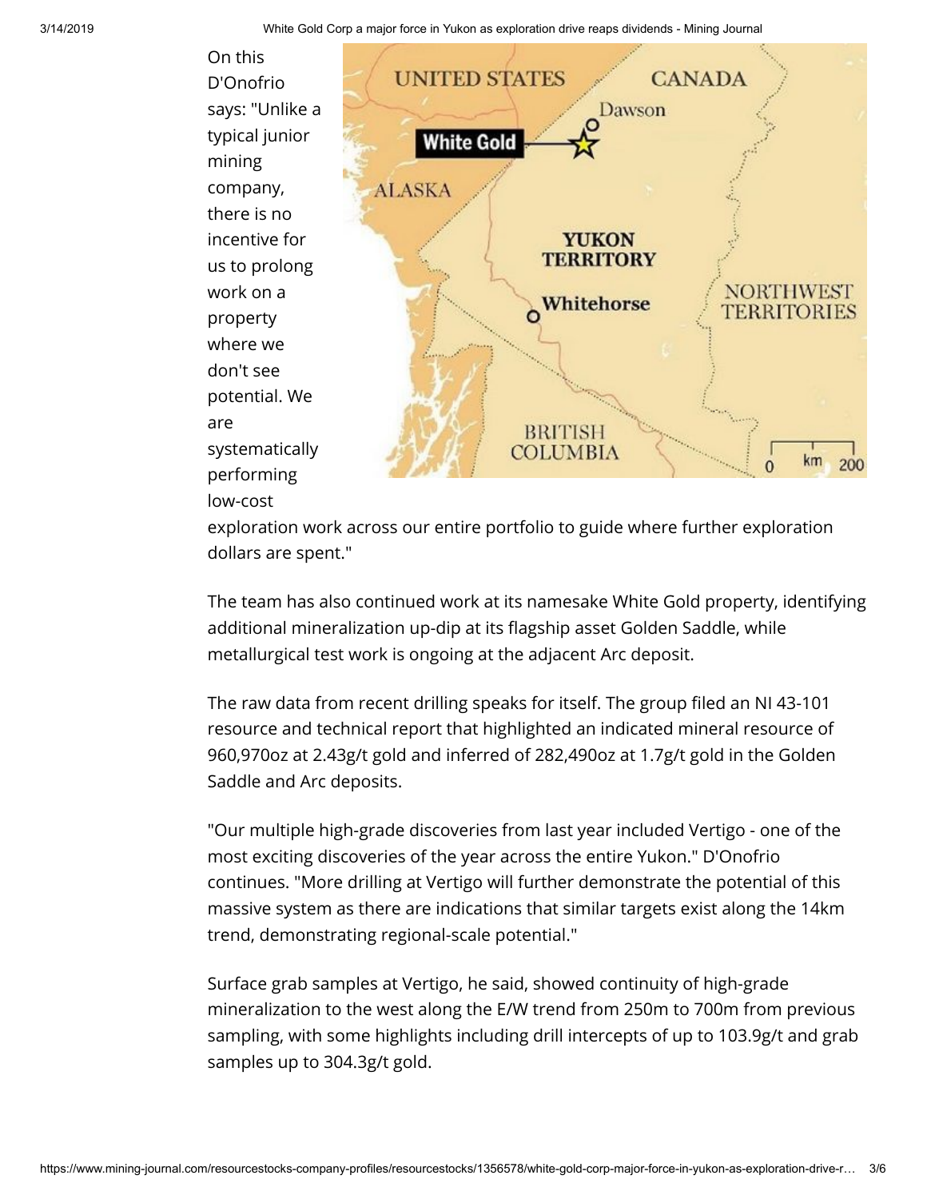On this D'Onofrio says: "Unlike a typical junior mining company, there is no incentive for us to prolong work on a property where we don't see potential. We are systematically performing low-cost exploration work across our entire portfolio to guide where further exploration dollars are spent."

The team has also continued work at its namesake White Gold property, identifying additional mineralization up-dip at its flagship asset Golden Saddle, while metallurgical test work is ongoing at the adjacent Arc deposit.

The raw data from recent drilling speaks for itself. The group filed an NI 43-101 resource and technical report that highlighted an indicated mineral resource of 960,970oz at 2.43g/t gold and inferred of 282,490oz at 1.7g/t gold in the Golden Saddle and Arc deposits.

"Our multiple high-grade discoveries from last year included Vertigo - one of the most exciting discoveries of the year across the entire Yukon." D'Onofrio continues. "More drilling at Vertigo will further demonstrate the potential of this massive system as there are indications that similar targets exist along the 14km trend, demonstrating regional-scale potential."

Surface grab samples at Vertigo, he said, showed continuity of high-grade mineralization to the west along the E/W trend from 250m to 700m from previous sampling, with some highlights including drill intercepts of up to 103.9g/t and grab samples up to 304.3g/t gold.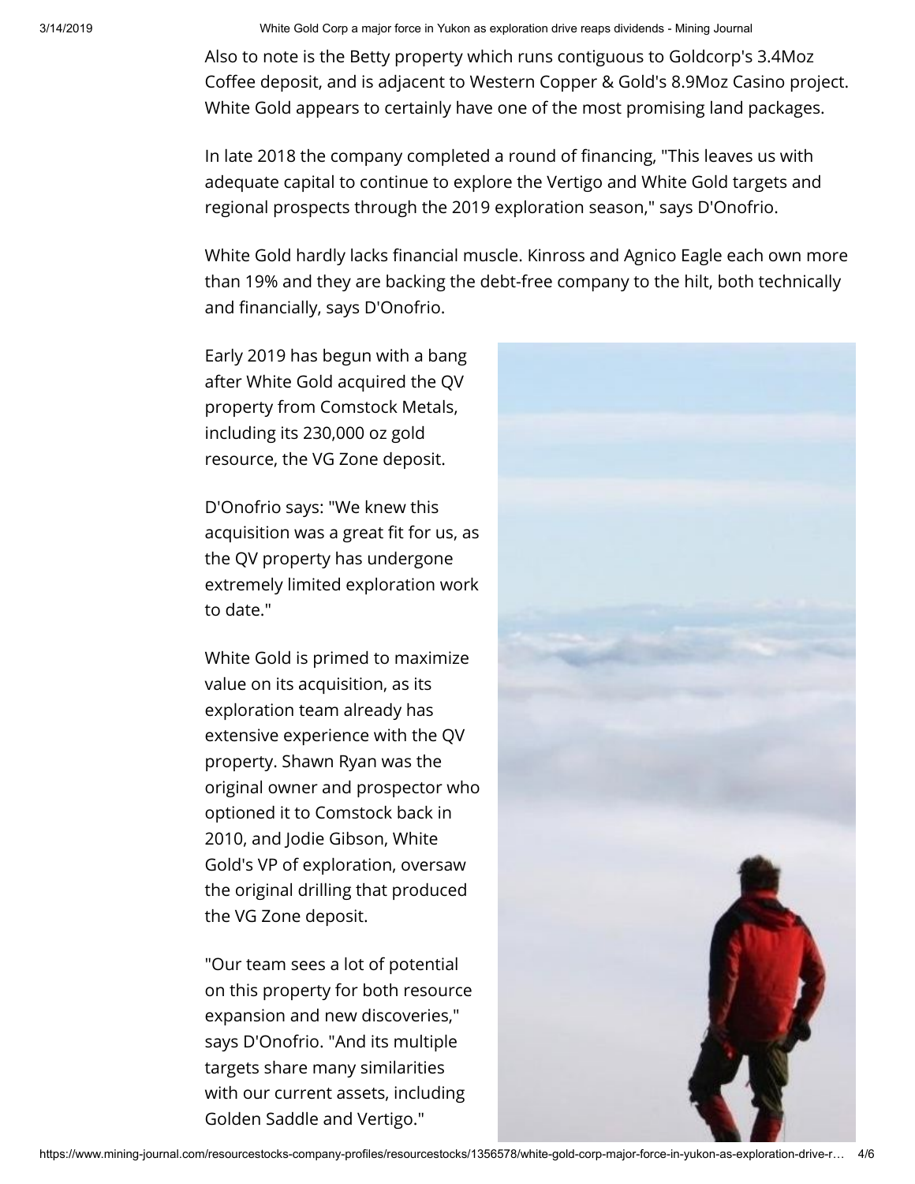Also to note is the Betty property which runs contiguous to Goldcorp's 3.4Moz Coffee deposit, and is adjacent to Western Copper & Gold's 8.9Moz Casino project. White Gold appears to certainly have one of the most promising land packages.

In late 2018 the company completed a round of financing, "This leaves us with adequate capital to continue to explore the Vertigo and White Gold targets and regional prospects through the 2019 exploration season," says D'Onofrio.

White Gold hardly lacks financial muscle. Kinross and Agnico Eagle each own more than 19% and they are backing the debt-free company to the hilt, both technically and financially, says D'Onofrio.

Early 2019 has begun with a bang after White Gold acquired the QV property from Comstock Metals, including its 230,000 oz gold resource, the VG Zone deposit.

D'Onofrio says: "We knew this acquisition was a great fit for us, as the QV property has undergone extremely limited exploration work to date."

White Gold is primed to maximize value on its acquisition, as its exploration team already has extensive experience with the QV property. Shawn Ryan was the original owner and prospector who optioned it to Comstock back in 2010, and Jodie Gibson, White Gold's VP of exploration, oversaw the original drilling that produced the VG Zone deposit.

"Our team sees a lot of potential on this property for both resource expansion and new discoveries," says D'Onofrio. "And its multiple targets share many similarities with our current assets, including Golden Saddle and Vertigo."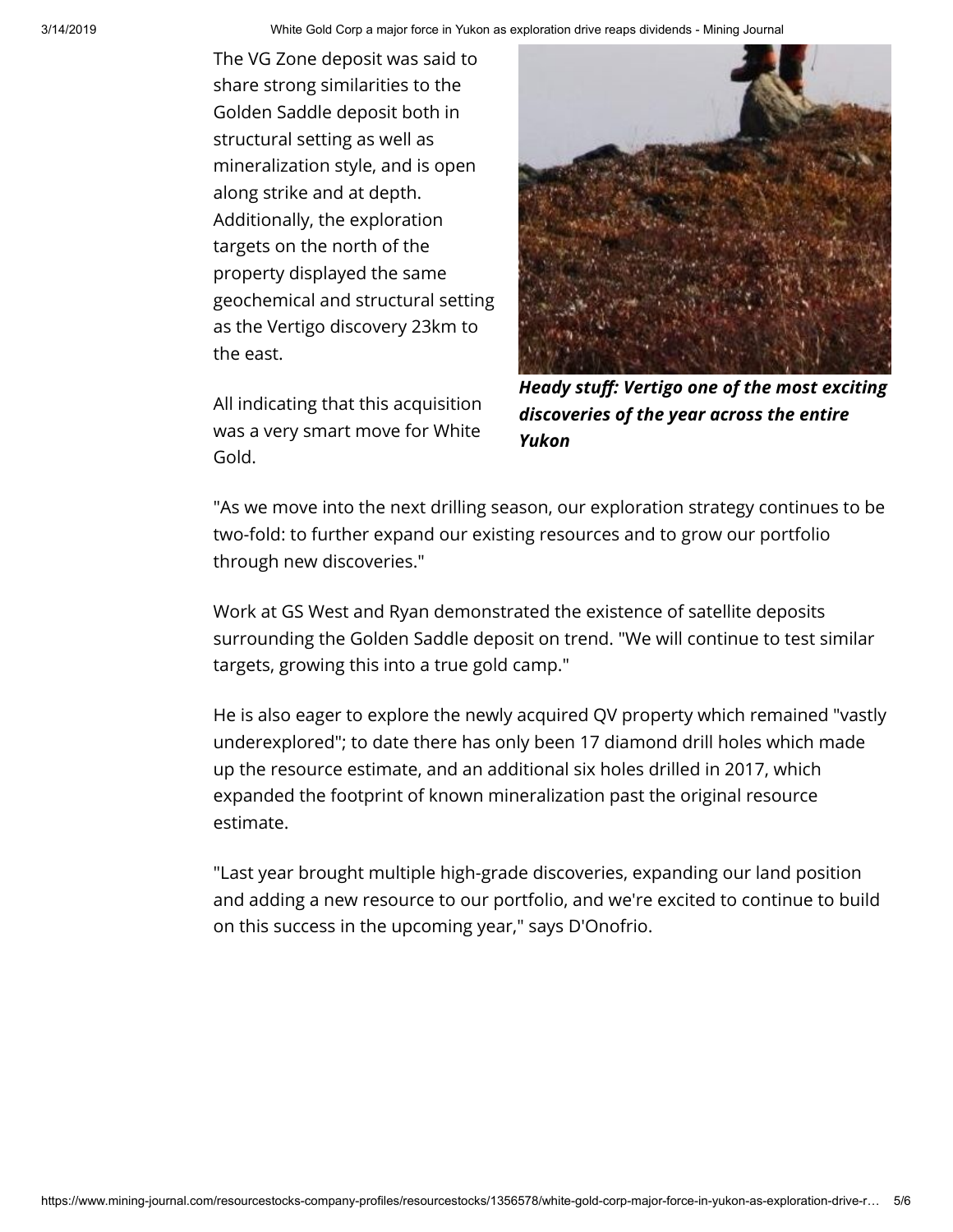The VG Zone deposit was said to share strong similarities to the Golden Saddle deposit both in structural setting as well as mineralization style, and is open along strike and at depth. Additionally, the exploration targets on the north of the property displayed the same geochemical and structural setting as the Vertigo discovery 23km to the east.

All indicating that this acquisition was a very smart move for White Gold.

***Heady stuff: Vertigo one of the most exciting discoveries of the year across the entire Yukon***

"As we move into the next drilling season, our exploration strategy continues to be two-fold: to further expand our existing resources and to grow our portfolio through new discoveries."

Work at GS West and Ryan demonstrated the existence of satellite deposits surrounding the Golden Saddle deposit on trend. "We will continue to test similar targets, growing this into a true gold camp."

He is also eager to explore the newly acquired QV property which remained "vastly underexplored"; to date there has only been 17 diamond drill holes which made up the resource estimate, and an additional six holes drilled in 2017, which expanded the footprint of known mineralization past the original resource estimate.

"Last year brought multiple high-grade discoveries, expanding our land position and adding a new resource to our portfolio, and we're excited to continue to build on this success in the upcoming year," says D'Onofrio.